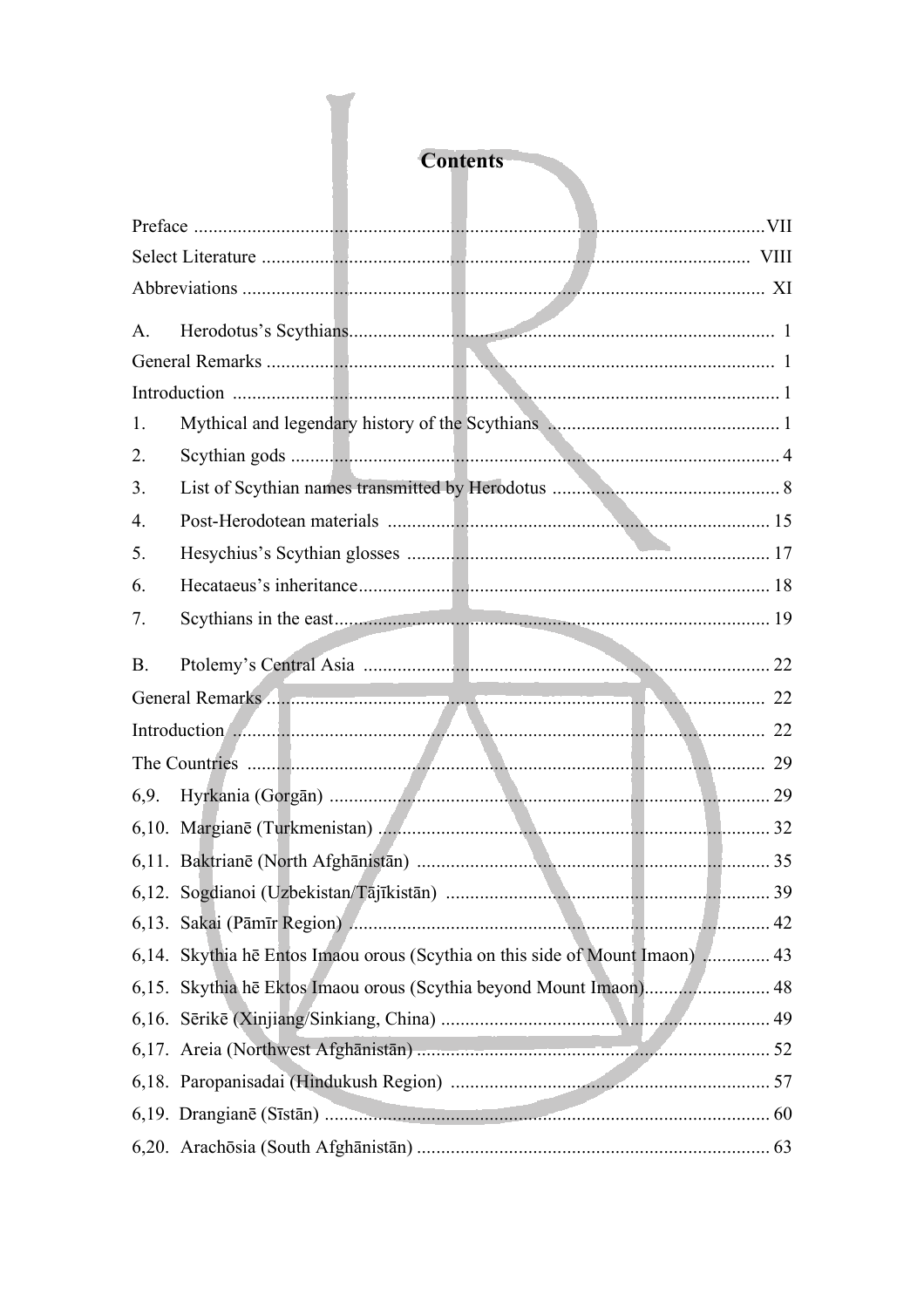# Contents

Preface ........................................................................................................................VII
Select Literature ...................................................................................................... VIII
Abbreviations ............................................................................................................ XI

A. Herodotus's Scythians....................................................................................... 1
General Remarks ......................................................................................................... 1
Introduction ................................................................................................................. 1
1. Mythical and legendary history of the Scythians ............................................... 1
2. Scythian gods .................................................................................................... 4
3. List of Scythian names transmitted by Herodotus .............................................. 8
4. Post-Herodotean materials ............................................................................... 15
5. Hesychius's Scythian glosses ........................................................................... 17
6. Hecataeus's inheritance.................................................................................... 18
7. Scythians in the east........................................................................................ 19

B. Ptolemy's Central Asia .................................................................................... 22
General Remarks ....................................................................................................... 22
Introduction .............................................................................................................. 22
The Countries ........................................................................................................... 29
6,9. Hyrkania (Gorgān) ........................................................................................ 29
6,10. Marganē (Turkmenistan) ............................................................................. 32
6,11. Baktrianē (North Afghānistān) ..................................................................... 35
6,12. Sogdianoi (Uzbekistan/Tājīkistān) ............................................................... 39
6,13. Sakai (Pāmīr Region) ................................................................................... 42
6,14. Skythia hē Entos Imaou orous (Scythia on this side of Mount Imaon) ............. 43
6,15. Skythia hē Ektos Imaou orous (Scythia beyond Mount Imaon).......................... 48
6,16. Sērikē (Xinjiang/Sinkiang, China) .................................................................. 49
6,17. Areia (Northwest Afghānistān) ...................................................................... 52
6,18. Paropanisadai (Hindukush Region) ............................................................... 57
6,19. Drangianē (Sīstān) ........................................................................................ 60
6,20. Arachōsia (South Afghānistān) ...................................................................... 63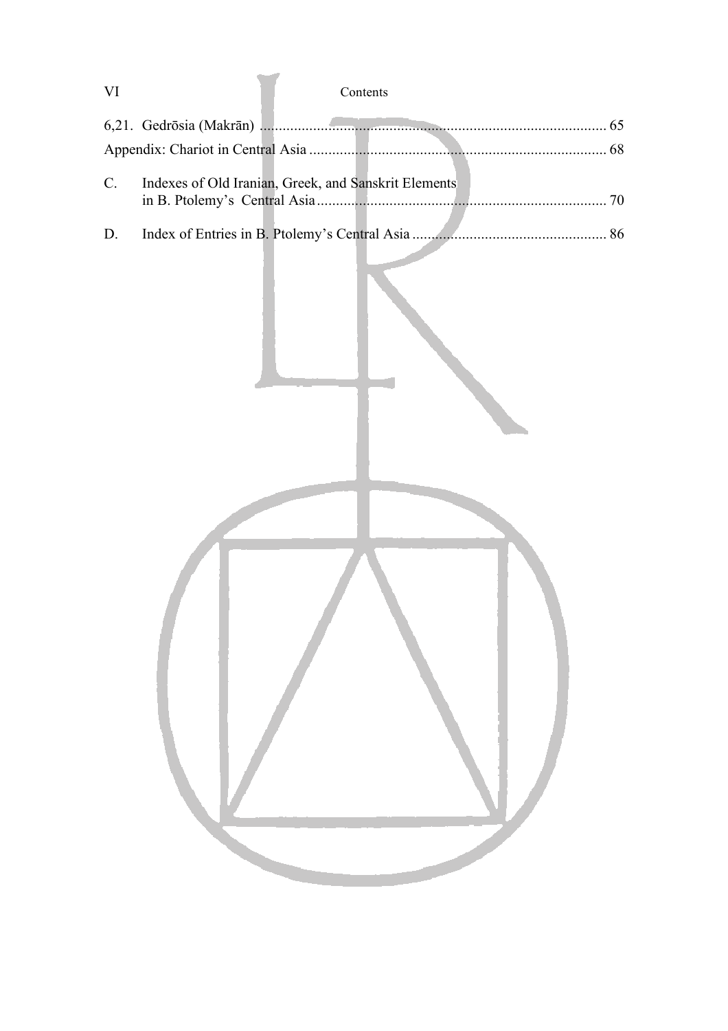6,21. Gedrōsia (Makrān) .......................................................................................... 65

Appendix: Chariot in Central Asia ............................................................................. 68

C. Indexes of Old Iranian, Greek, and Sanskrit Elements in B. Ptolemy's Central Asia ........................................................................... 70

D. Index of Entries in B. Ptolemy's Central Asia .................................................. 86